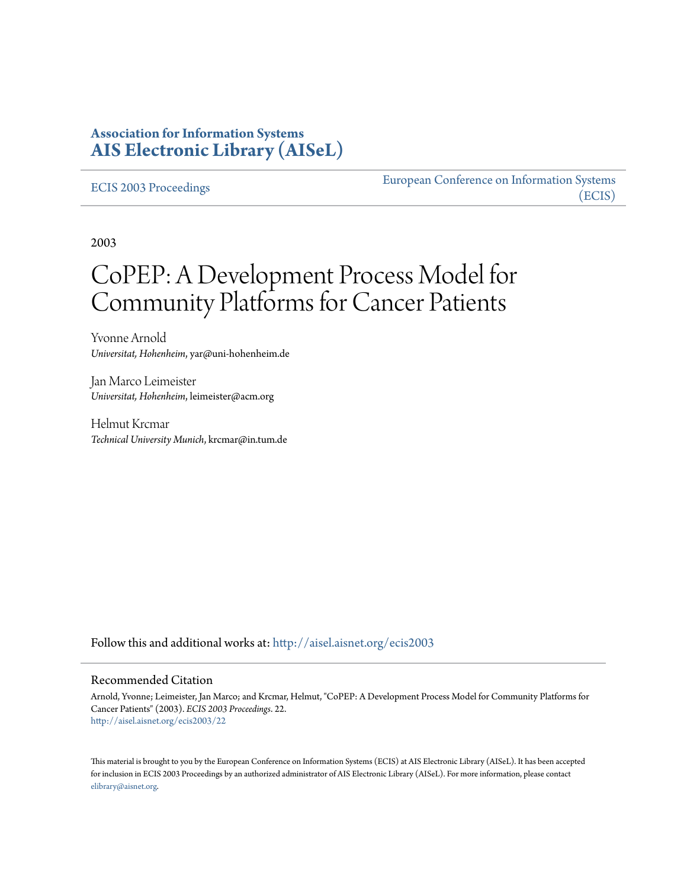**Association for Information Systems**
**AIS Electronic Library (AISeL)**

ECIS 2003 Proceedings

European Conference on Information Systems (ECIS)

2003

# CoPEP: A Development Process Model for Community Platforms for Cancer Patients

Yvonne Arnold
*Universitat, Hohenheim*, yar@uni-hohenheim.de

Jan Marco Leimeister
*Universitat, Hohenheim*, leimeister@acm.org

Helmut Krcmar
*Technical University Munich*, krcmar@in.tum.de

Follow this and additional works at: http://aisel.aisnet.org/ecis2003

## Recommended Citation

Arnold, Yvonne; Leimeister, Jan Marco; and Krcmar, Helmut, "CoPEP: A Development Process Model for Community Platforms for Cancer Patients" (2003). *ECIS 2003 Proceedings*. 22.
http://aisel.aisnet.org/ecis2003/22

This material is brought to you by the European Conference on Information Systems (ECIS) at AIS Electronic Library (AISeL). It has been accepted for inclusion in ECIS 2003 Proceedings by an authorized administrator of AIS Electronic Library (AISeL). For more information, please contact elibrary@aisnet.org.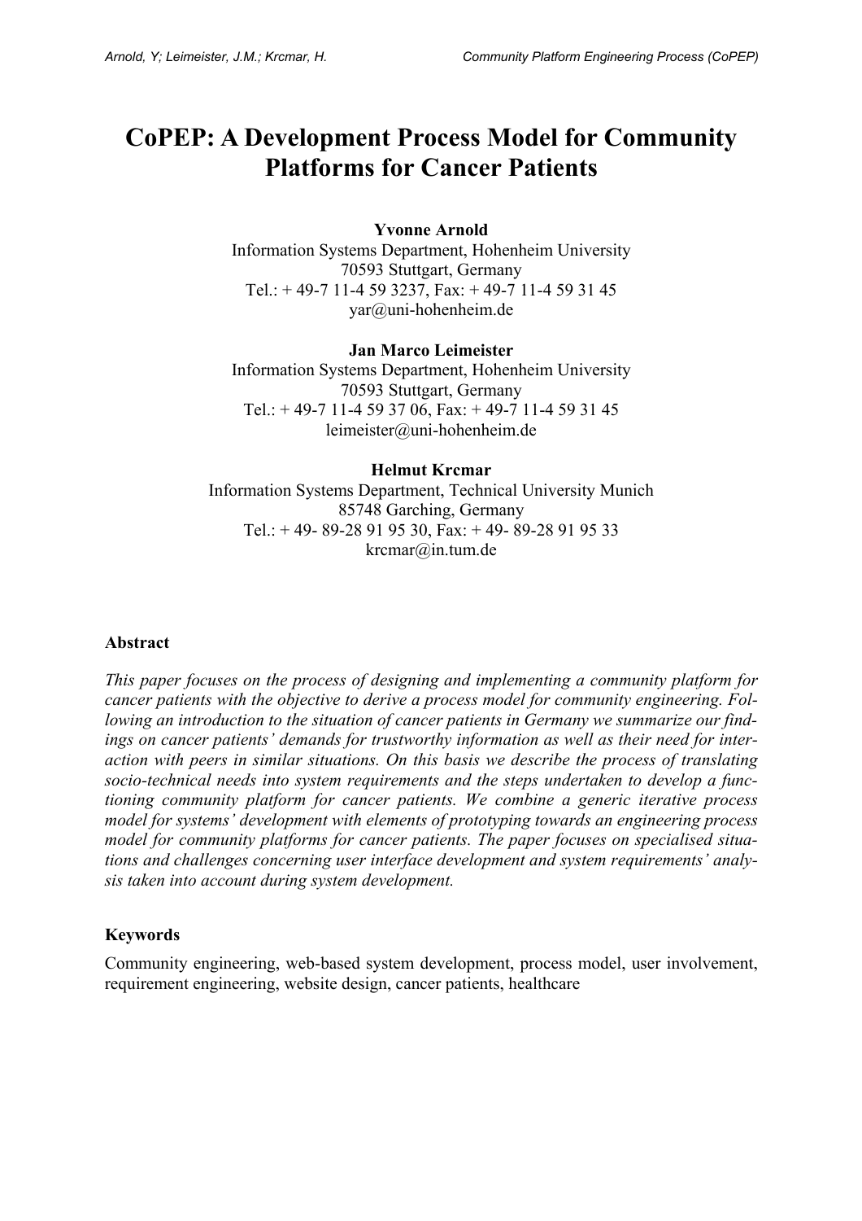# CoPEP: A Development Process Model for Community Platforms for Cancer Patients

**Yvonne Arnold**
Information Systems Department, Hohenheim University
70593 Stuttgart, Germany
Tel.: + 49-7 11-4 59 3237, Fax: + 49-7 11-4 59 31 45
yar@uni-hohenheim.de

**Jan Marco Leimeister**
Information Systems Department, Hohenheim University
70593 Stuttgart, Germany
Tel.: + 49-7 11-4 59 37 06, Fax: + 49-7 11-4 59 31 45
leimeister@uni-hohenheim.de

**Helmut Krcmar**
Information Systems Department, Technical University Munich
85748 Garching, Germany
Tel.: + 49- 89-28 91 95 30, Fax: + 49- 89-28 91 95 33
krcmar@in.tum.de

### Abstract

*This paper focuses on the process of designing and implementing a community platform for cancer patients with the objective to derive a process model for community engineering. Following an introduction to the situation of cancer patients in Germany we summarize our findings on cancer patients' demands for trustworthy information as well as their need for interaction with peers in similar situations. On this basis we describe the process of translating socio-technical needs into system requirements and the steps undertaken to develop a functioning community platform for cancer patients. We combine a generic iterative process model for systems' development with elements of prototyping towards an engineering process model for community platforms for cancer patients. The paper focuses on specialised situations and challenges concerning user interface development and system requirements' analysis taken into account during system development.*

### Keywords

Community engineering, web-based system development, process model, user involvement, requirement engineering, website design, cancer patients, healthcare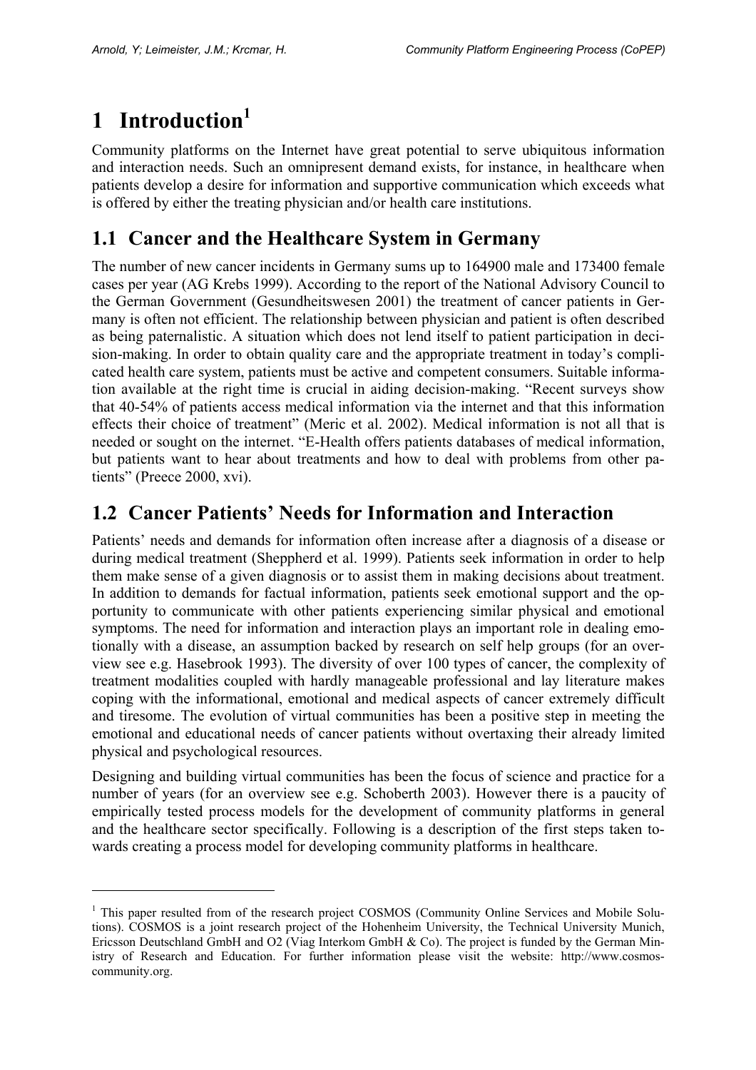# 1 Introduction[1]

Community platforms on the Internet have great potential to serve ubiquitous information and interaction needs. Such an omnipresent demand exists, for instance, in healthcare when patients develop a desire for information and supportive communication which exceeds what is offered by either the treating physician and/or health care institutions.

## 1.1 Cancer and the Healthcare System in Germany

The number of new cancer incidents in Germany sums up to 164900 male and 173400 female cases per year (AG Krebs 1999). According to the report of the National Advisory Council to the German Government (Gesundheitswesen 2001) the treatment of cancer patients in Germany is often not efficient. The relationship between physician and patient is often described as being paternalistic. A situation which does not lend itself to patient participation in decision-making. In order to obtain quality care and the appropriate treatment in today's complicated health care system, patients must be active and competent consumers. Suitable information available at the right time is crucial in aiding decision-making. "Recent surveys show that 40-54% of patients access medical information via the internet and that this information effects their choice of treatment" (Meric et al. 2002). Medical information is not all that is needed or sought on the internet. "E-Health offers patients databases of medical information, but patients want to hear about treatments and how to deal with problems from other patients" (Preece 2000, xvi).

## 1.2 Cancer Patients' Needs for Information and Interaction

Patients' needs and demands for information often increase after a diagnosis of a disease or during medical treatment (Sheppherd et al. 1999). Patients seek information in order to help them make sense of a given diagnosis or to assist them in making decisions about treatment. In addition to demands for factual information, patients seek emotional support and the opportunity to communicate with other patients experiencing similar physical and emotional symptoms. The need for information and interaction plays an important role in dealing emotionally with a disease, an assumption backed by research on self help groups (for an overview see e.g. Hasebrook 1993). The diversity of over 100 types of cancer, the complexity of treatment modalities coupled with hardly manageable professional and lay literature makes coping with the informational, emotional and medical aspects of cancer extremely difficult and tiresome. The evolution of virtual communities has been a positive step in meeting the emotional and educational needs of cancer patients without overtaxing their already limited physical and psychological resources.

Designing and building virtual communities has been the focus of science and practice for a number of years (for an overview see e.g. Schoberth 2003). However there is a paucity of empirically tested process models for the development of community platforms in general and the healthcare sector specifically. Following is a description of the first steps taken towards creating a process model for developing community platforms in healthcare.

---

[1] This paper resulted from of the research project COSMOS (Community Online Services and Mobile Solutions). COSMOS is a joint research project of the Hohenheim University, the Technical University Munich, Ericsson Deutschland GmbH and O2 (Viag Interkom GmbH & Co). The project is funded by the German Ministry of Research and Education. For further information please visit the website: http://www.cosmos-community.org.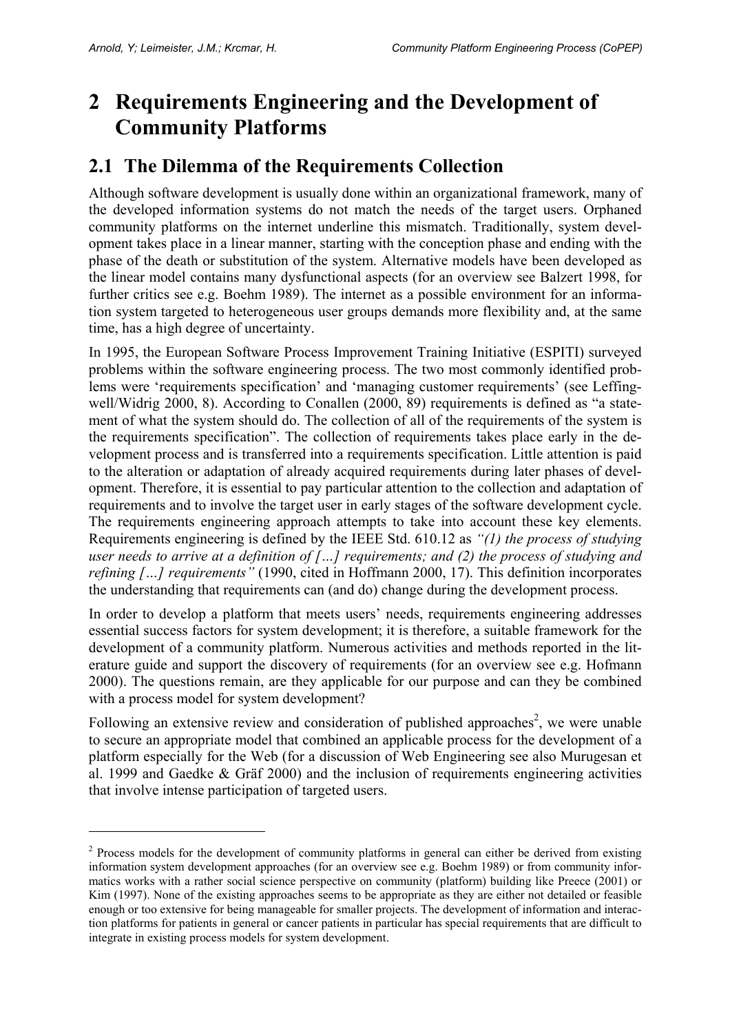# 2 Requirements Engineering and the Development of Community Platforms

## 2.1 The Dilemma of the Requirements Collection

Although software development is usually done within an organizational framework, many of the developed information systems do not match the needs of the target users. Orphaned community platforms on the internet underline this mismatch. Traditionally, system development takes place in a linear manner, starting with the conception phase and ending with the phase of the death or substitution of the system. Alternative models have been developed as the linear model contains many dysfunctional aspects (for an overview see Balzert 1998, for further critics see e.g. Boehm 1989). The internet as a possible environment for an information system targeted to heterogeneous user groups demands more flexibility and, at the same time, has a high degree of uncertainty.

In 1995, the European Software Process Improvement Training Initiative (ESPITI) surveyed problems within the software engineering process. The two most commonly identified problems were 'requirements specification' and 'managing customer requirements' (see Leffingwell/Widrig 2000, 8). According to Conallen (2000, 89) requirements is defined as "a statement of what the system should do. The collection of all of the requirements of the system is the requirements specification". The collection of requirements takes place early in the development process and is transferred into a requirements specification. Little attention is paid to the alteration or adaptation of already acquired requirements during later phases of development. Therefore, it is essential to pay particular attention to the collection and adaptation of requirements and to involve the target user in early stages of the software development cycle. The requirements engineering approach attempts to take into account these key elements. Requirements engineering is defined by the IEEE Std. 610.12 as *"(1) the process of studying user needs to arrive at a definition of […] requirements; and (2) the process of studying and refining […] requirements"* (1990, cited in Hoffmann 2000, 17). This definition incorporates the understanding that requirements can (and do) change during the development process.

In order to develop a platform that meets users' needs, requirements engineering addresses essential success factors for system development; it is therefore, a suitable framework for the development of a community platform. Numerous activities and methods reported in the literature guide and support the discovery of requirements (for an overview see e.g. Hofmann 2000). The questions remain, are they applicable for our purpose and can they be combined with a process model for system development?

Following an extensive review and consideration of published approaches[2], we were unable to secure an appropriate model that combined an applicable process for the development of a platform especially for the Web (for a discussion of Web Engineering see also Murugesan et al. 1999 and Gaedke & Gräf 2000) and the inclusion of requirements engineering activities that involve intense participation of targeted users.

---

[2] Process models for the development of community platforms in general can either be derived from existing information system development approaches (for an overview see e.g. Boehm 1989) or from community informatics works with a rather social science perspective on community (platform) building like Preece (2001) or Kim (1997). None of the existing approaches seems to be appropriate as they are either not detailed or feasible enough or too extensive for being manageable for smaller projects. The development of information and interaction platforms for patients in general or cancer patients in particular has special requirements that are difficult to integrate in existing process models for system development.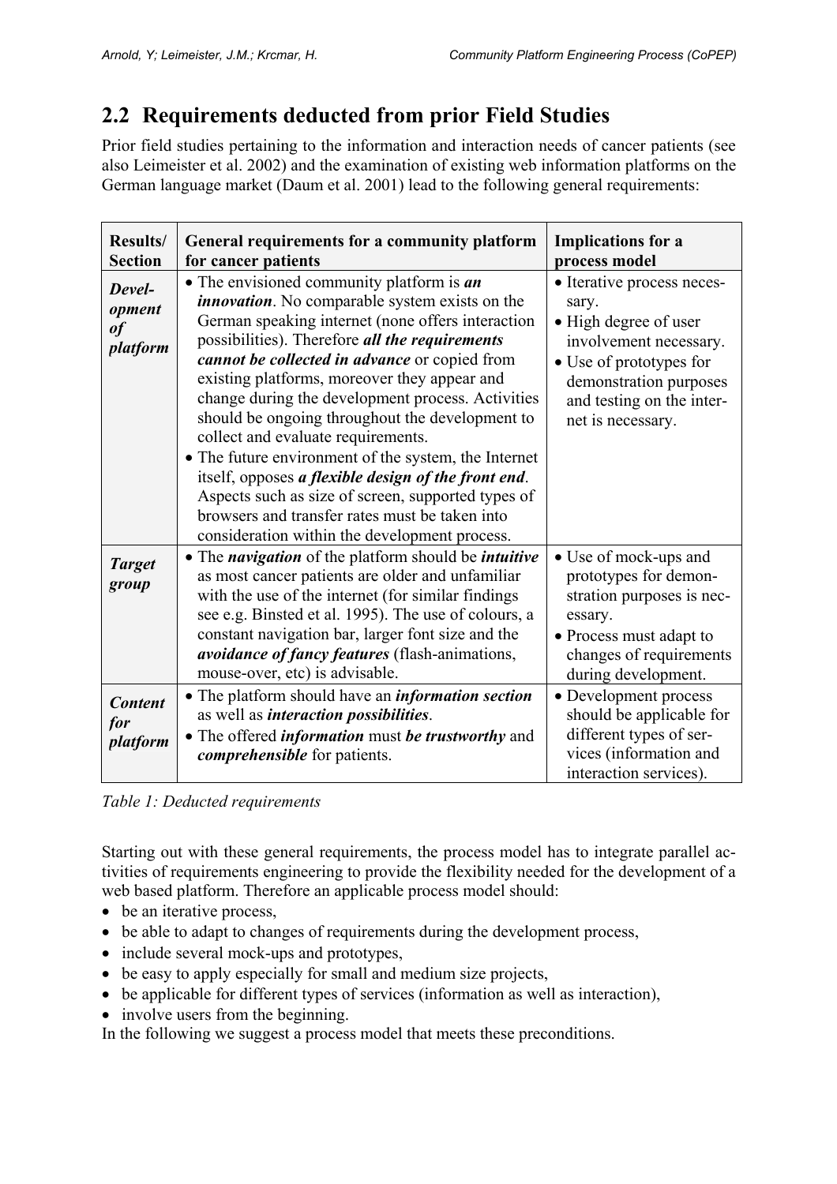## 2.2 Requirements deducted from prior Field Studies

Prior field studies pertaining to the information and interaction needs of cancer patients (see also Leimeister et al. 2002) and the examination of existing web information platforms on the German language market (Daum et al. 2001) lead to the following general requirements:

| Results/ Section | General requirements for a community platform for cancer patients | Implications for a process model |
|---|---|---|
| ***Development of platform*** | • The envisioned community platform is ***an innovation***. No comparable system exists on the German speaking internet (none offers interaction possibilities). Therefore ***all the requirements cannot be collected in advance*** or copied from existing platforms, moreover they appear and change during the development process. Activities should be ongoing throughout the development to collect and evaluate requirements.<br>• The future environment of the system, the Internet itself, opposes ***a flexible design of the front end***. Aspects such as size of screen, supported types of browsers and transfer rates must be taken into consideration within the development process. | • Iterative process necessary.<br>• High degree of user involvement necessary.<br>• Use of prototypes for demonstration purposes and testing on the internet is necessary. |
| ***Target group*** | • The ***navigation*** of the platform should be ***intuitive*** as most cancer patients are older and unfamiliar with the use of the internet (for similar findings see e.g. Binsted et al. 1995). The use of colours, a constant navigation bar, larger font size and the ***avoidance of fancy features*** (flash-animations, mouse-over, etc) is advisable. | • Use of mock-ups and prototypes for demonstration purposes is necessary.<br>• Process must adapt to changes of requirements during development. |
| ***Content for platform*** | • The platform should have an ***information section*** as well as ***interaction possibilities***.<br>• The offered ***information*** must ***be trustworthy*** and ***comprehensible*** for patients. | • Development process should be applicable for different types of services (information and interaction services). |

*Table 1: Deducted requirements*

Starting out with these general requirements, the process model has to integrate parallel activities of requirements engineering to provide the flexibility needed for the development of a web based platform. Therefore an applicable process model should:

- be an iterative process,
- be able to adapt to changes of requirements during the development process,
- include several mock-ups and prototypes,
- be easy to apply especially for small and medium size projects,
- be applicable for different types of services (information as well as interaction),
- involve users from the beginning.

In the following we suggest a process model that meets these preconditions.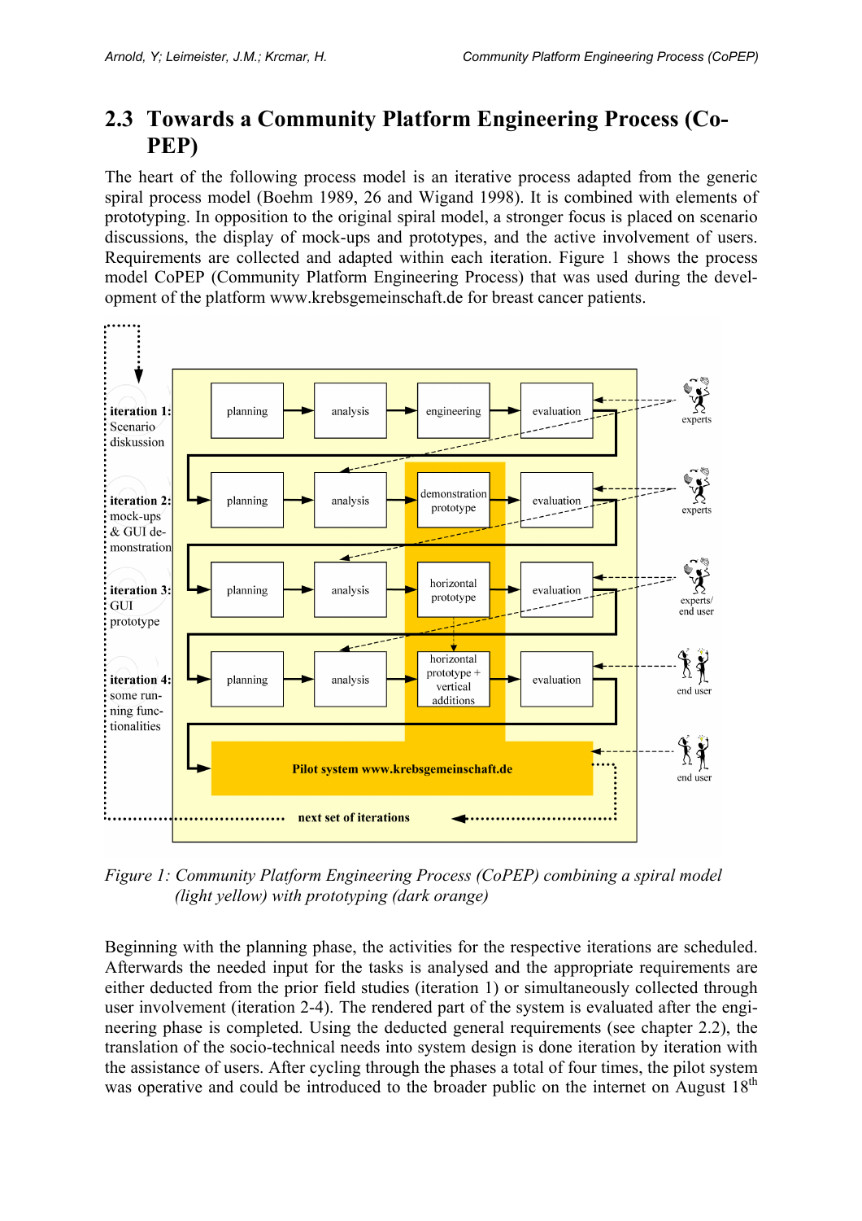## 2.3 Towards a Community Platform Engineering Process (CoPEP)

The heart of the following process model is an iterative process adapted from the generic spiral process model (Boehm 1989, 26 and Wigand 1998). It is combined with elements of prototyping. In opposition to the original spiral model, a stronger focus is placed on scenario discussions, the display of mock-ups and prototypes, and the active involvement of users. Requirements are collected and adapted within each iteration. Figure 1 shows the process model CoPEP (Community Platform Engineering Process) that was used during the development of the platform www.krebsgemeinschaft.de for breast cancer patients.

*Figure 1: Community Platform Engineering Process (CoPEP) combining a spiral model (light yellow) with prototyping (dark orange)*

Beginning with the planning phase, the activities for the respective iterations are scheduled. Afterwards the needed input for the tasks is analysed and the appropriate requirements are either deducted from the prior field studies (iteration 1) or simultaneously collected through user involvement (iteration 2-4). The rendered part of the system is evaluated after the engineering phase is completed. Using the deducted general requirements (see chapter 2.2), the translation of the socio-technical needs into system design is done iteration by iteration with the assistance of users. After cycling through the phases a total of four times, the pilot system was operative and could be introduced to the broader public on the internet on August 18th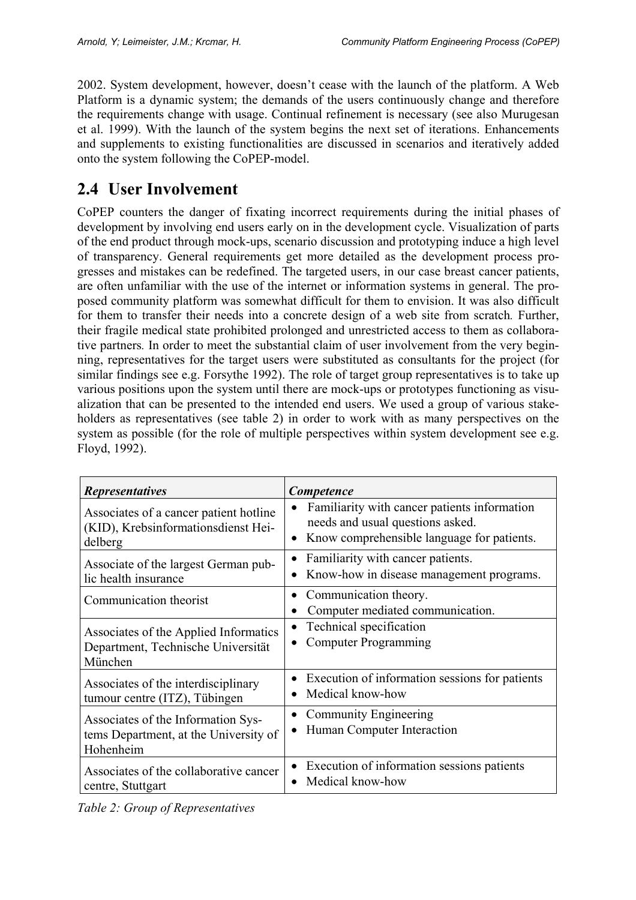2002. System development, however, doesn't cease with the launch of the platform. A Web Platform is a dynamic system; the demands of the users continuously change and therefore the requirements change with usage. Continual refinement is necessary (see also Murugesan et al. 1999). With the launch of the system begins the next set of iterations. Enhancements and supplements to existing functionalities are discussed in scenarios and iteratively added onto the system following the CoPEP-model.

## 2.4 User Involvement

CoPEP counters the danger of fixating incorrect requirements during the initial phases of development by involving end users early on in the development cycle. Visualization of parts of the end product through mock-ups, scenario discussion and prototyping induce a high level of transparency. General requirements get more detailed as the development process progresses and mistakes can be redefined. The targeted users, in our case breast cancer patients, are often unfamiliar with the use of the internet or information systems in general. The proposed community platform was somewhat difficult for them to envision. It was also difficult for them to transfer their needs into a concrete design of a web site from scratch. Further, their fragile medical state prohibited prolonged and unrestricted access to them as collaborative partners. In order to meet the substantial claim of user involvement from the very beginning, representatives for the target users were substituted as consultants for the project (for similar findings see e.g. Forsythe 1992). The role of target group representatives is to take up various positions upon the system until there are mock-ups or prototypes functioning as visualization that can be presented to the intended end users. We used a group of various stakeholders as representatives (see table 2) in order to work with as many perspectives on the system as possible (for the role of multiple perspectives within system development see e.g. Floyd, 1992).

| ***Representatives*** | ***Competence*** |
|---|---|
| Associates of a cancer patient hotline (KID), Krebsinformationsdienst Heidelberg | • Familiarity with cancer patients information needs and usual questions asked.<br>• Know comprehensible language for patients. |
| Associate of the largest German public health insurance | • Familiarity with cancer patients.<br>• Know-how in disease management programs. |
| Communication theorist | • Communication theory.<br>• Computer mediated communication. |
| Associates of the Applied Informatics Department, Technische Universität München | • Technical specification<br>• Computer Programming |
| Associates of the interdisciplinary tumour centre (ITZ), Tübingen | • Execution of information sessions for patients<br>• Medical know-how |
| Associates of the Information Systems Department, at the University of Hohenheim | • Community Engineering<br>• Human Computer Interaction |
| Associates of the collaborative cancer centre, Stuttgart | • Execution of information sessions patients<br>• Medical know-how |

*Table 2: Group of Representatives*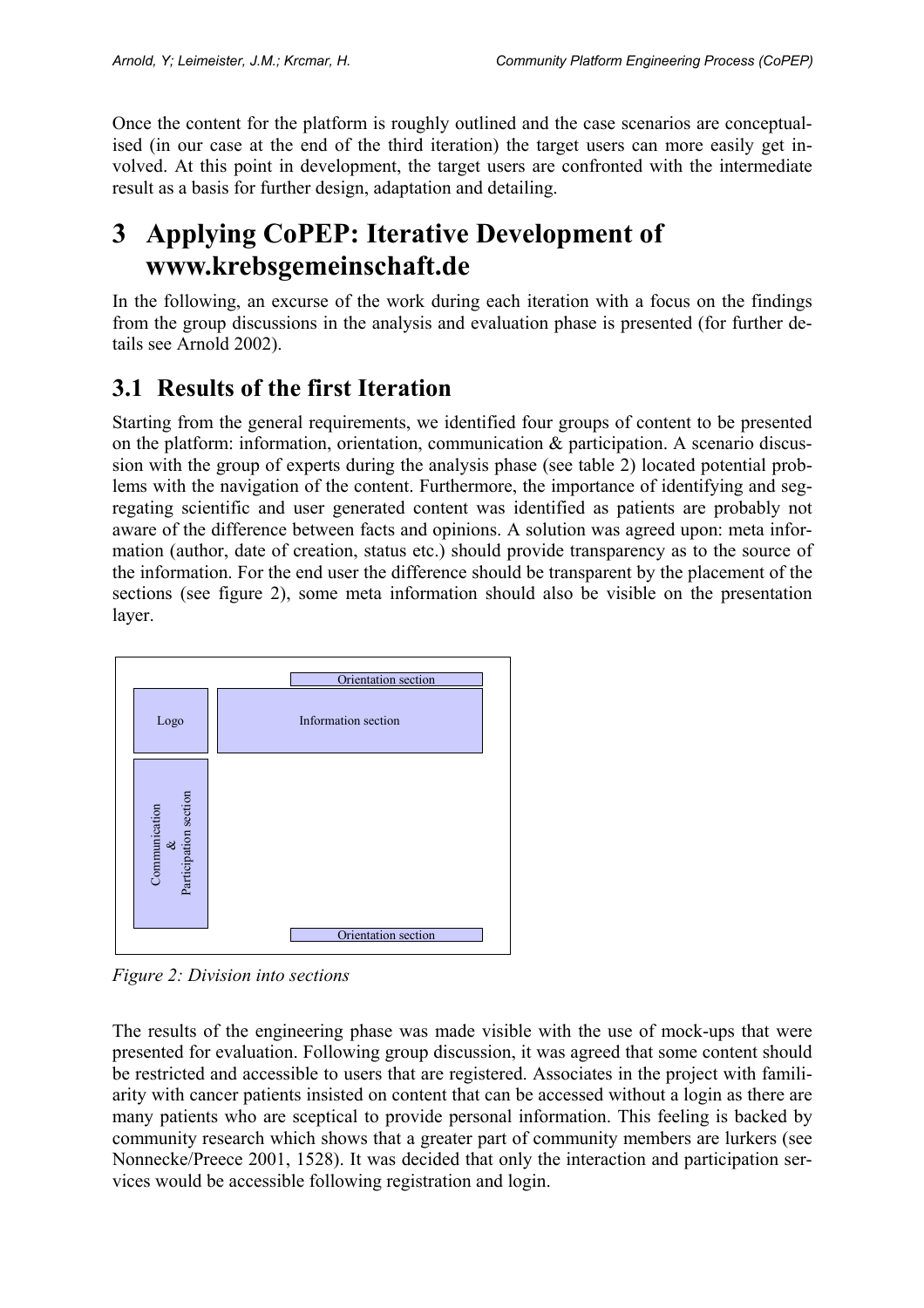Once the content for the platform is roughly outlined and the case scenarios are conceptualised (in our case at the end of the third iteration) the target users can more easily get involved. At this point in development, the target users are confronted with the intermediate result as a basis for further design, adaptation and detailing.

# 3 Applying CoPEP: Iterative Development of www.krebsgemeinschaft.de

In the following, an excurse of the work during each iteration with a focus on the findings from the group discussions in the analysis and evaluation phase is presented (for further details see Arnold 2002).

## 3.1 Results of the first Iteration

Starting from the general requirements, we identified four groups of content to be presented on the platform: information, orientation, communication & participation. A scenario discussion with the group of experts during the analysis phase (see table 2) located potential problems with the navigation of the content. Furthermore, the importance of identifying and segregating scientific and user generated content was identified as patients are probably not aware of the difference between facts and opinions. A solution was agreed upon: meta information (author, date of creation, status etc.) should provide transparency as to the source of the information. For the end user the difference should be transparent by the placement of the sections (see figure 2), some meta information should also be visible on the presentation layer.

Orientation section

Logo | Information section

Communication & Participation section

Orientation section

*Figure 2: Division into sections*

The results of the engineering phase was made visible with the use of mock-ups that were presented for evaluation. Following group discussion, it was agreed that some content should be restricted and accessible to users that are registered. Associates in the project with familiarity with cancer patients insisted on content that can be accessed without a login as there are many patients who are sceptical to provide personal information. This feeling is backed by community research which shows that a greater part of community members are lurkers (see Nonnecke/Preece 2001, 1528). It was decided that only the interaction and participation services would be accessible following registration and login.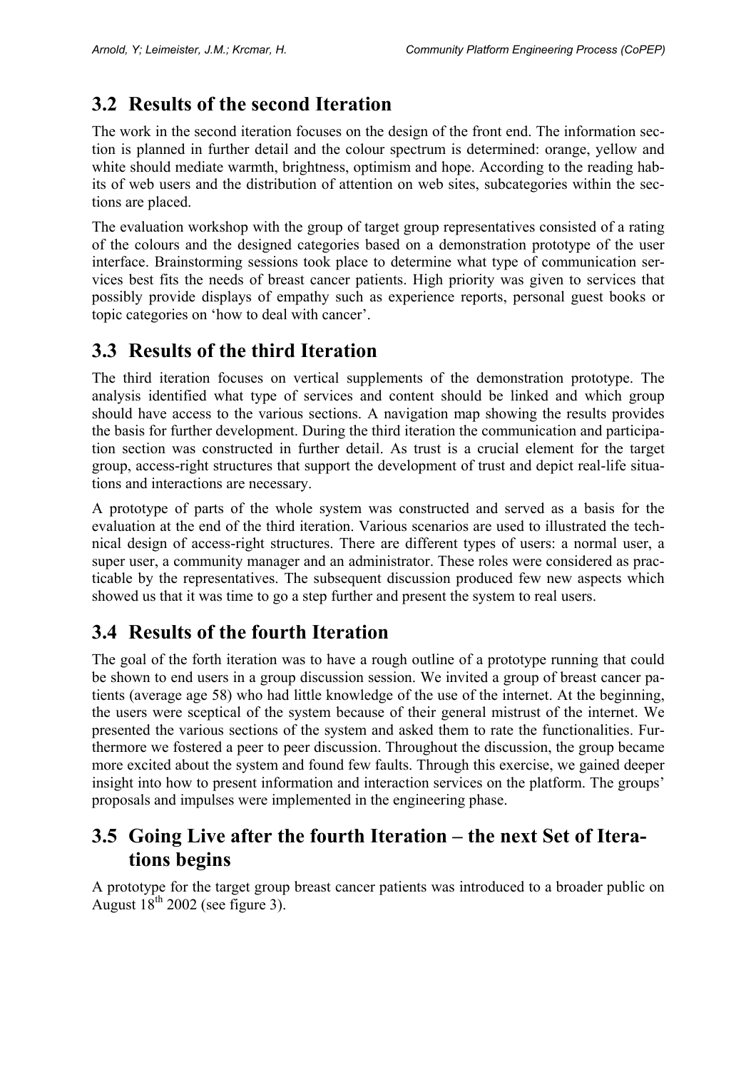## 3.2 Results of the second Iteration

The work in the second iteration focuses on the design of the front end. The information section is planned in further detail and the colour spectrum is determined: orange, yellow and white should mediate warmth, brightness, optimism and hope. According to the reading habits of web users and the distribution of attention on web sites, subcategories within the sections are placed.

The evaluation workshop with the group of target group representatives consisted of a rating of the colours and the designed categories based on a demonstration prototype of the user interface. Brainstorming sessions took place to determine what type of communication services best fits the needs of breast cancer patients. High priority was given to services that possibly provide displays of empathy such as experience reports, personal guest books or topic categories on 'how to deal with cancer'.

## 3.3 Results of the third Iteration

The third iteration focuses on vertical supplements of the demonstration prototype. The analysis identified what type of services and content should be linked and which group should have access to the various sections. A navigation map showing the results provides the basis for further development. During the third iteration the communication and participation section was constructed in further detail. As trust is a crucial element for the target group, access-right structures that support the development of trust and depict real-life situations and interactions are necessary.

A prototype of parts of the whole system was constructed and served as a basis for the evaluation at the end of the third iteration. Various scenarios are used to illustrated the technical design of access-right structures. There are different types of users: a normal user, a super user, a community manager and an administrator. These roles were considered as practicable by the representatives. The subsequent discussion produced few new aspects which showed us that it was time to go a step further and present the system to real users.

## 3.4 Results of the fourth Iteration

The goal of the forth iteration was to have a rough outline of a prototype running that could be shown to end users in a group discussion session. We invited a group of breast cancer patients (average age 58) who had little knowledge of the use of the internet. At the beginning, the users were sceptical of the system because of their general mistrust of the internet. We presented the various sections of the system and asked them to rate the functionalities. Furthermore we fostered a peer to peer discussion. Throughout the discussion, the group became more excited about the system and found few faults. Through this exercise, we gained deeper insight into how to present information and interaction services on the platform. The groups' proposals and impulses were implemented in the engineering phase.

## 3.5 Going Live after the fourth Iteration – the next Set of Iterations begins

A prototype for the target group breast cancer patients was introduced to a broader public on August 18th 2002 (see figure 3).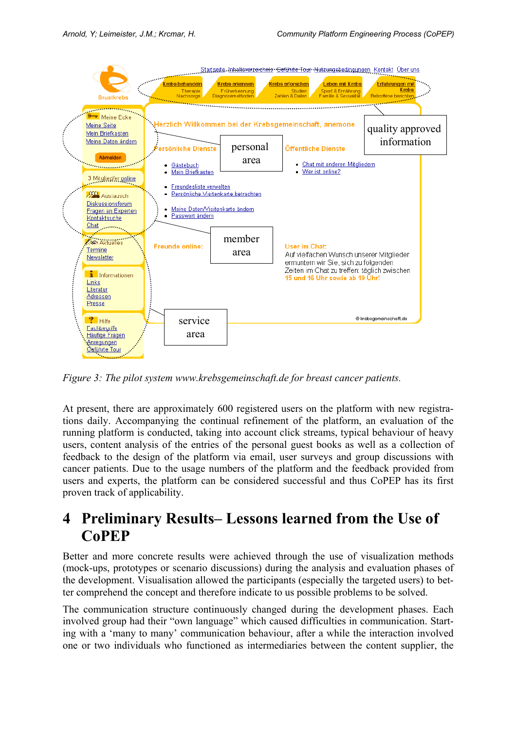*Figure 3: The pilot system www.krebsgemeinschaft.de for breast cancer patients.*

At present, there are approximately 600 registered users on the platform with new registrations daily. Accompanying the continual refinement of the platform, an evaluation of the running platform is conducted, taking into account click streams, typical behaviour of heavy users, content analysis of the entries of the personal guest books as well as a collection of feedback to the design of the platform via email, user surveys and group discussions with cancer patients. Due to the usage numbers of the platform and the feedback provided from users and experts, the platform can be considered successful and thus CoPEP has its first proven track of applicability.

# 4 Preliminary Results– Lessons learned from the Use of CoPEP

Better and more concrete results were achieved through the use of visualization methods (mock-ups, prototypes or scenario discussions) during the analysis and evaluation phases of the development. Visualisation allowed the participants (especially the targeted users) to better comprehend the concept and therefore indicate to us possible problems to be solved.

The communication structure continuously changed during the development phases. Each involved group had their “own language” which caused difficulties in communication. Starting with a ‘many to many’ communication behaviour, after a while the interaction involved one or two individuals who functioned as intermediaries between the content supplier, the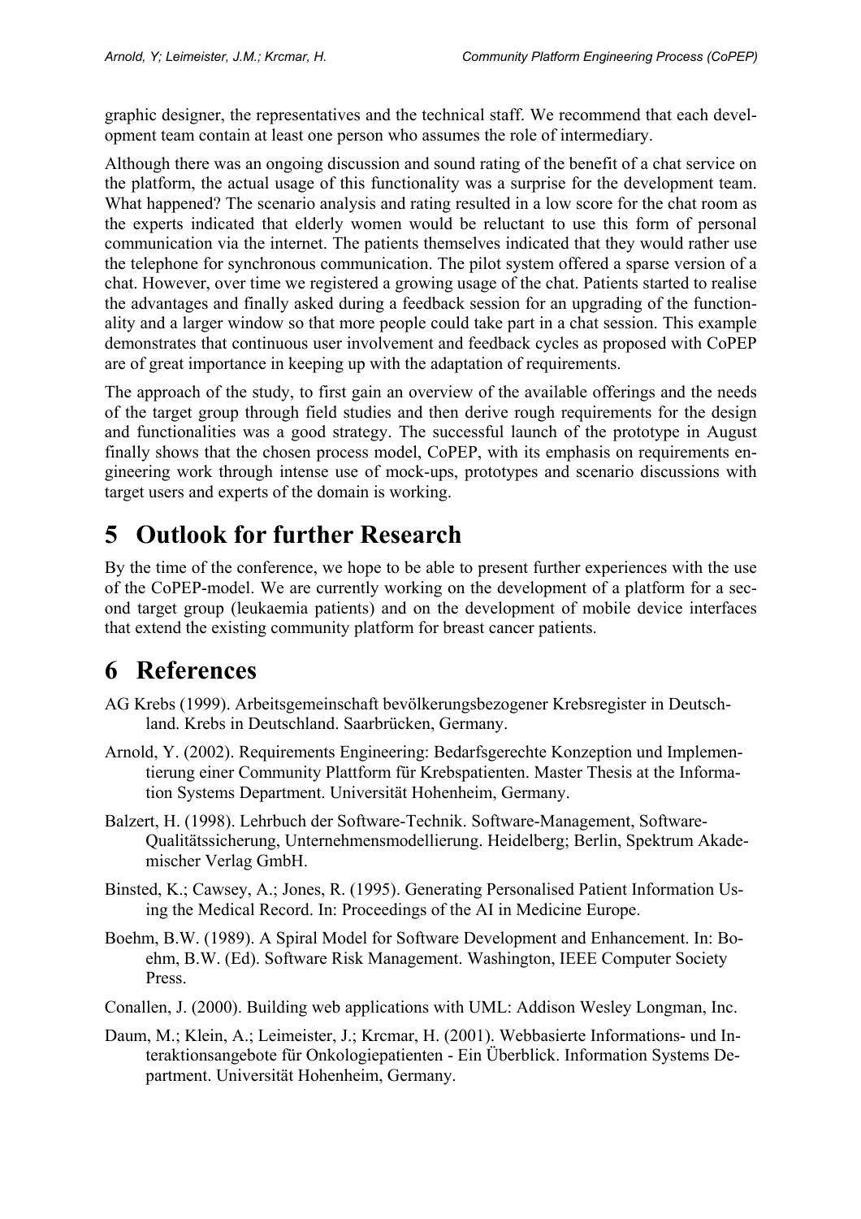graphic designer, the representatives and the technical staff. We recommend that each development team contain at least one person who assumes the role of intermediary.

Although there was an ongoing discussion and sound rating of the benefit of a chat service on the platform, the actual usage of this functionality was a surprise for the development team. What happened? The scenario analysis and rating resulted in a low score for the chat room as the experts indicated that elderly women would be reluctant to use this form of personal communication via the internet. The patients themselves indicated that they would rather use the telephone for synchronous communication. The pilot system offered a sparse version of a chat. However, over time we registered a growing usage of the chat. Patients started to realise the advantages and finally asked during a feedback session for an upgrading of the functionality and a larger window so that more people could take part in a chat session. This example demonstrates that continuous user involvement and feedback cycles as proposed with CoPEP are of great importance in keeping up with the adaptation of requirements.

The approach of the study, to first gain an overview of the available offerings and the needs of the target group through field studies and then derive rough requirements for the design and functionalities was a good strategy. The successful launch of the prototype in August finally shows that the chosen process model, CoPEP, with its emphasis on requirements engineering work through intense use of mock-ups, prototypes and scenario discussions with target users and experts of the domain is working.

# 5 Outlook for further Research

By the time of the conference, we hope to be able to present further experiences with the use of the CoPEP-model. We are currently working on the development of a platform for a second target group (leukaemia patients) and on the development of mobile device interfaces that extend the existing community platform for breast cancer patients.

# 6 References

AG Krebs (1999). Arbeitsgemeinschaft bevölkerungsbezogener Krebsregister in Deutschland. Krebs in Deutschland. Saarbrücken, Germany.

Arnold, Y. (2002). Requirements Engineering: Bedarfsgerechte Konzeption und Implementierung einer Community Plattform für Krebspatienten. Master Thesis at the Information Systems Department. Universität Hohenheim, Germany.

Balzert, H. (1998). Lehrbuch der Software-Technik. Software-Management, Software-Qualitätssicherung, Unternehmensmodellierung. Heidelberg; Berlin, Spektrum Akademischer Verlag GmbH.

Binsted, K.; Cawsey, A.; Jones, R. (1995). Generating Personalised Patient Information Using the Medical Record. In: Proceedings of the AI in Medicine Europe.

Boehm, B.W. (1989). A Spiral Model for Software Development and Enhancement. In: Boehm, B.W. (Ed). Software Risk Management. Washington, IEEE Computer Society Press.

Conallen, J. (2000). Building web applications with UML: Addison Wesley Longman, Inc.

Daum, M.; Klein, A.; Leimeister, J.; Krcmar, H. (2001). Webbasierte Informations- und Interaktionsangebote für Onkologiepatienten - Ein Überblick. Information Systems Department. Universität Hohenheim, Germany.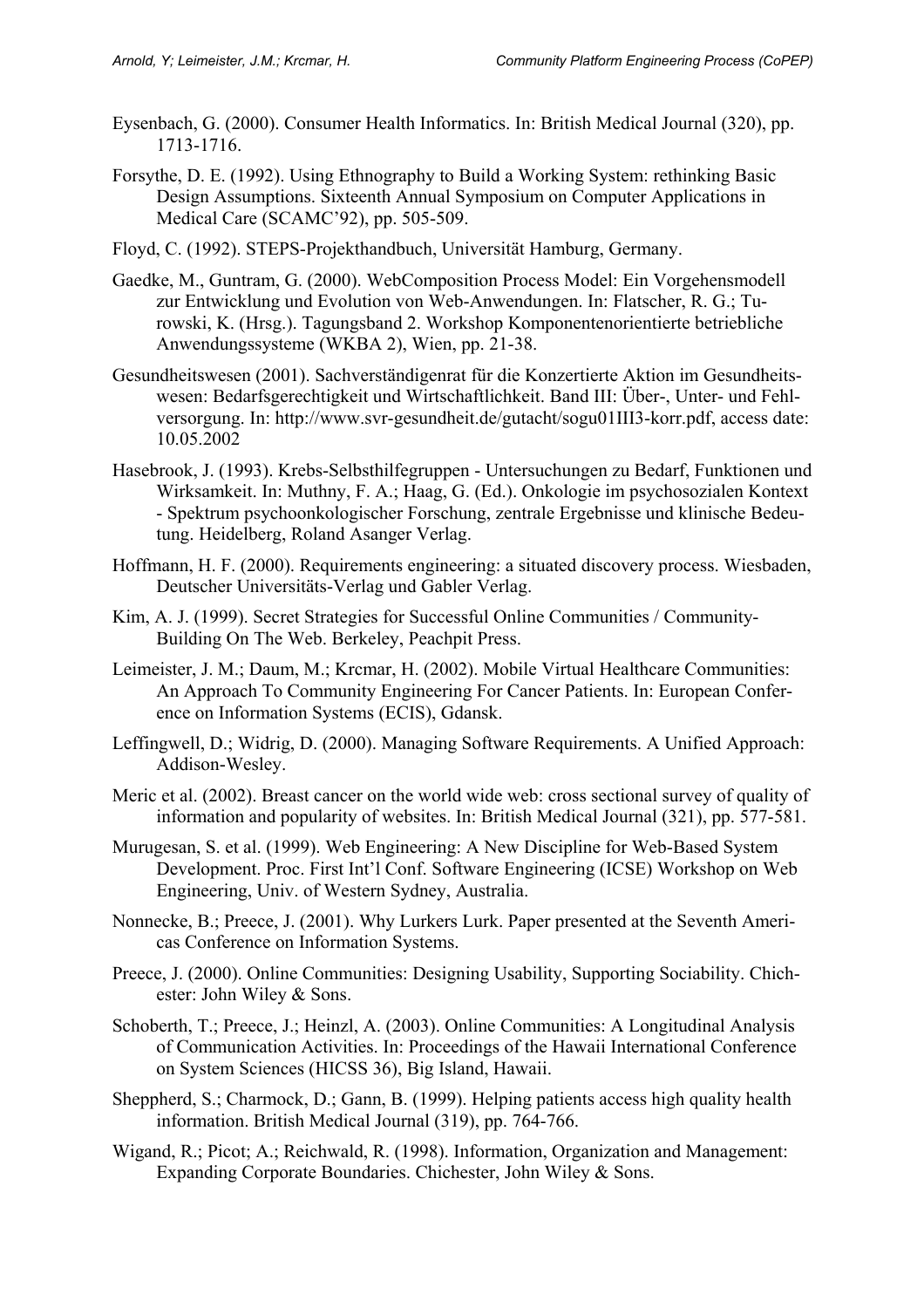Eysenbach, G. (2000). Consumer Health Informatics. In: British Medical Journal (320), pp. 1713-1716.

Forsythe, D. E. (1992). Using Ethnography to Build a Working System: rethinking Basic Design Assumptions. Sixteenth Annual Symposium on Computer Applications in Medical Care (SCAMC'92), pp. 505-509.

Floyd, C. (1992). STEPS-Projekthandbuch, Universität Hamburg, Germany.

Gaedke, M., Guntram, G. (2000). WebComposition Process Model: Ein Vorgehensmodell zur Entwicklung und Evolution von Web-Anwendungen. In: Flatscher, R. G.; Turowski, K. (Hrsg.). Tagungsband 2. Workshop Komponentenorientierte betriebliche Anwendungssysteme (WKBA 2), Wien, pp. 21-38.

Gesundheitswesen (2001). Sachverständigenrat für die Konzertierte Aktion im Gesundheitswesen: Bedarfsgerechtigkeit und Wirtschaftlichkeit. Band III: Über-, Unter- und Fehlversorgung. In: http://www.svr-gesundheit.de/gutacht/sogu01III3-korr.pdf, access date: 10.05.2002

Hasebrook, J. (1993). Krebs-Selbsthilfegruppen - Untersuchungen zu Bedarf, Funktionen und Wirksamkeit. In: Muthny, F. A.; Haag, G. (Ed.). Onkologie im psychosozialen Kontext - Spektrum psychoonkologischer Forschung, zentrale Ergebnisse und klinische Bedeutung. Heidelberg, Roland Asanger Verlag.

Hoffmann, H. F. (2000). Requirements engineering: a situated discovery process. Wiesbaden, Deutscher Universitäts-Verlag und Gabler Verlag.

Kim, A. J. (1999). Secret Strategies for Successful Online Communities / Community-Building On The Web. Berkeley, Peachpit Press.

Leimeister, J. M.; Daum, M.; Krcmar, H. (2002). Mobile Virtual Healthcare Communities: An Approach To Community Engineering For Cancer Patients. In: European Conference on Information Systems (ECIS), Gdansk.

Leffingwell, D.; Widrig, D. (2000). Managing Software Requirements. A Unified Approach: Addison-Wesley.

Meric et al. (2002). Breast cancer on the world wide web: cross sectional survey of quality of information and popularity of websites. In: British Medical Journal (321), pp. 577-581.

Murugesan, S. et al. (1999). Web Engineering: A New Discipline for Web-Based System Development. Proc. First Int'l Conf. Software Engineering (ICSE) Workshop on Web Engineering, Univ. of Western Sydney, Australia.

Nonnecke, B.; Preece, J. (2001). Why Lurkers Lurk. Paper presented at the Seventh Americas Conference on Information Systems.

Preece, J. (2000). Online Communities: Designing Usability, Supporting Sociability. Chichester: John Wiley & Sons.

Schoberth, T.; Preece, J.; Heinzl, A. (2003). Online Communities: A Longitudinal Analysis of Communication Activities. In: Proceedings of the Hawaii International Conference on System Sciences (HICSS 36), Big Island, Hawaii.

Sheppherd, S.; Charmock, D.; Gann, B. (1999). Helping patients access high quality health information. British Medical Journal (319), pp. 764-766.

Wigand, R.; Picot; A.; Reichwald, R. (1998). Information, Organization and Management: Expanding Corporate Boundaries. Chichester, John Wiley & Sons.